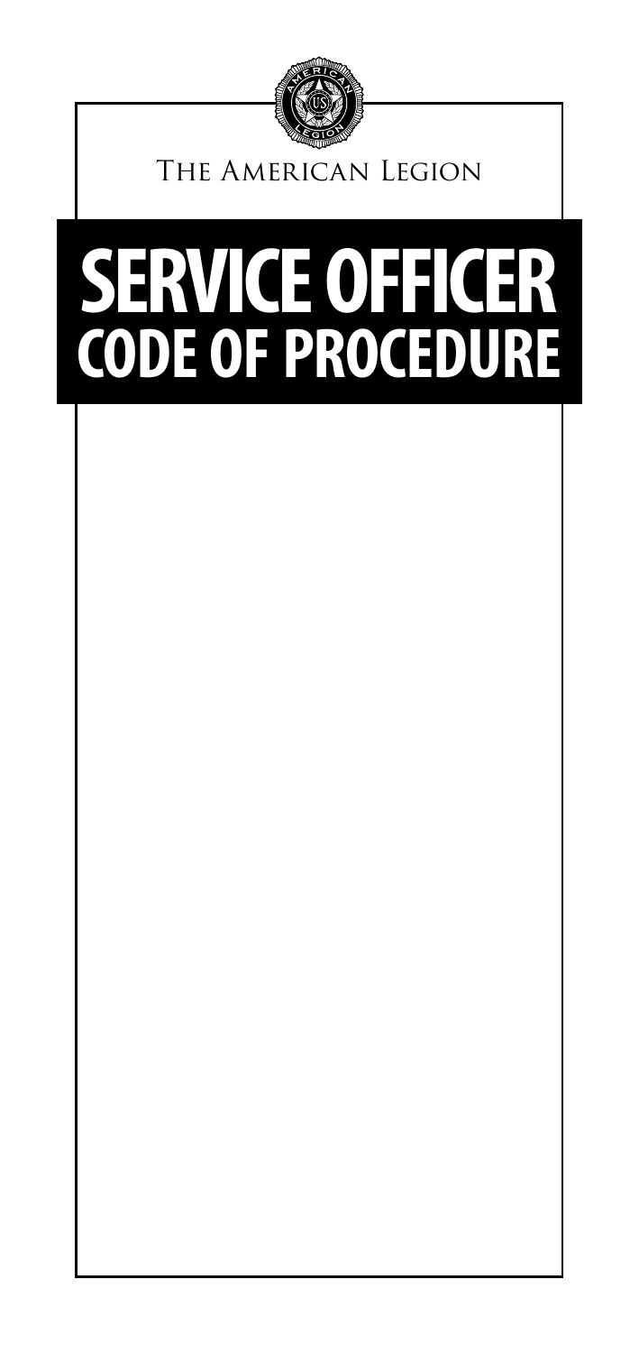The American Legion

# SERVICE OFFICER CODE OF PROCEDURE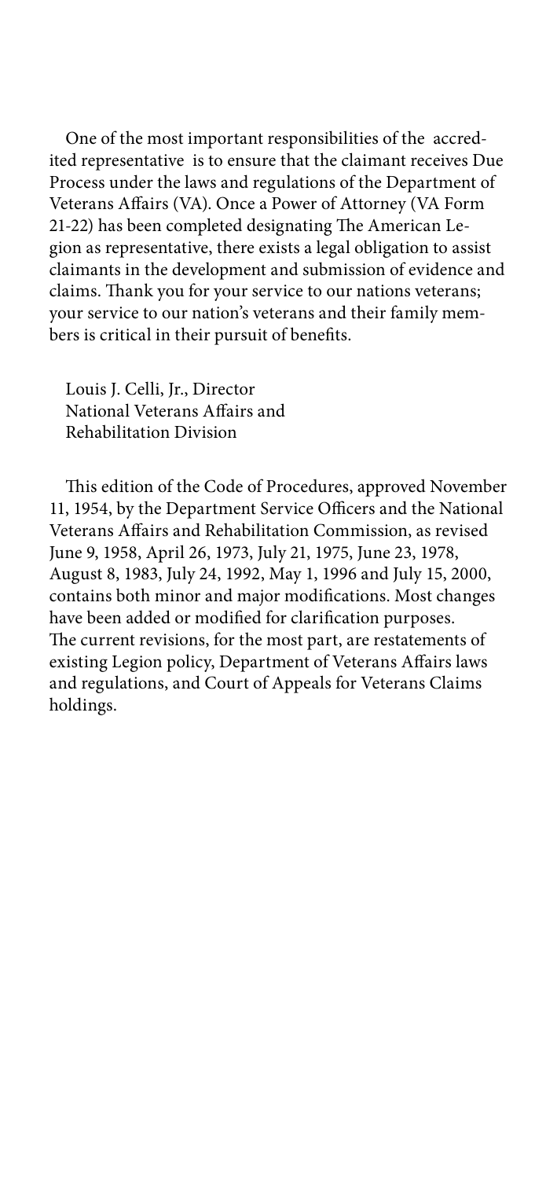One of the most important responsibilities of the accredited representative is to ensure that the claimant receives Due Process under the laws and regulations of the Department of Veterans Affairs (VA). Once a Power of Attorney (VA Form 21-22) has been completed designating The American Legion as representative, there exists a legal obligation to assist claimants in the development and submission of evidence and claims. Thank you for your service to our nations veterans; your service to our nation's veterans and their family members is critical in their pursuit of benefits.

Louis J. Celli, Jr., Director
National Veterans Affairs and
Rehabilitation Division

This edition of the Code of Procedures, approved November 11, 1954, by the Department Service Officers and the National Veterans Affairs and Rehabilitation Commission, as revised June 9, 1958, April 26, 1973, July 21, 1975, June 23, 1978, August 8, 1983, July 24, 1992, May 1, 1996 and July 15, 2000, contains both minor and major modifications. Most changes have been added or modified for clarification purposes. The current revisions, for the most part, are restatements of existing Legion policy, Department of Veterans Affairs laws and regulations, and Court of Appeals for Veterans Claims holdings.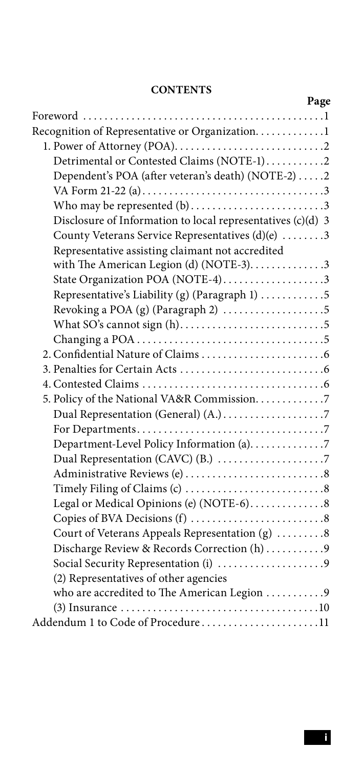**CONTENTS**

| | Page |
|---|---|
| Foreword | 1 |
| Recognition of Representative or Organization | 1 |
| 1. Power of Attorney (POA) | 2 |
| Detrimental or Contested Claims (NOTE-1) | 2 |
| Dependent's POA (after veteran's death) (NOTE-2) | 2 |
| VA Form 21-22 (a) | 3 |
| Who may be represented (b) | 3 |
| Disclosure of Information to local representatives (c)(d) | 3 |
| County Veterans Service Representatives (d)(e) | 3 |
| Representative assisting claimant not accredited with The American Legion (d) (NOTE-3) | 3 |
| State Organization POA (NOTE-4) | 3 |
| Representative's Liability (g) (Paragraph 1) | 5 |
| Revoking a POA (g) (Paragraph 2) | 5 |
| What SO's cannot sign (h) | 5 |
| Changing a POA | 5 |
| 2. Confidential Nature of Claims | 6 |
| 3. Penalties for Certain Acts | 6 |
| 4. Contested Claims | 6 |
| 5. Policy of the National VA&R Commission | 7 |
| Dual Representation (General) (A.) | 7 |
| For Departments | 7 |
| Department-Level Policy Information (a) | 7 |
| Dual Representation (CAVC) (B.) | 7 |
| Administrative Reviews (e) | 8 |
| Timely Filing of Claims (c) | 8 |
| Legal or Medical Opinions (e) (NOTE-6) | 8 |
| Copies of BVA Decisions (f) | 8 |
| Court of Veterans Appeals Representation (g) | 8 |
| Discharge Review & Records Correction (h) | 9 |
| Social Security Representation (i) | 9 |
| (2) Representatives of other agencies who are accredited to The American Legion | 9 |
| (3) Insurance | 10 |
| Addendum 1 to Code of Procedure | 11 |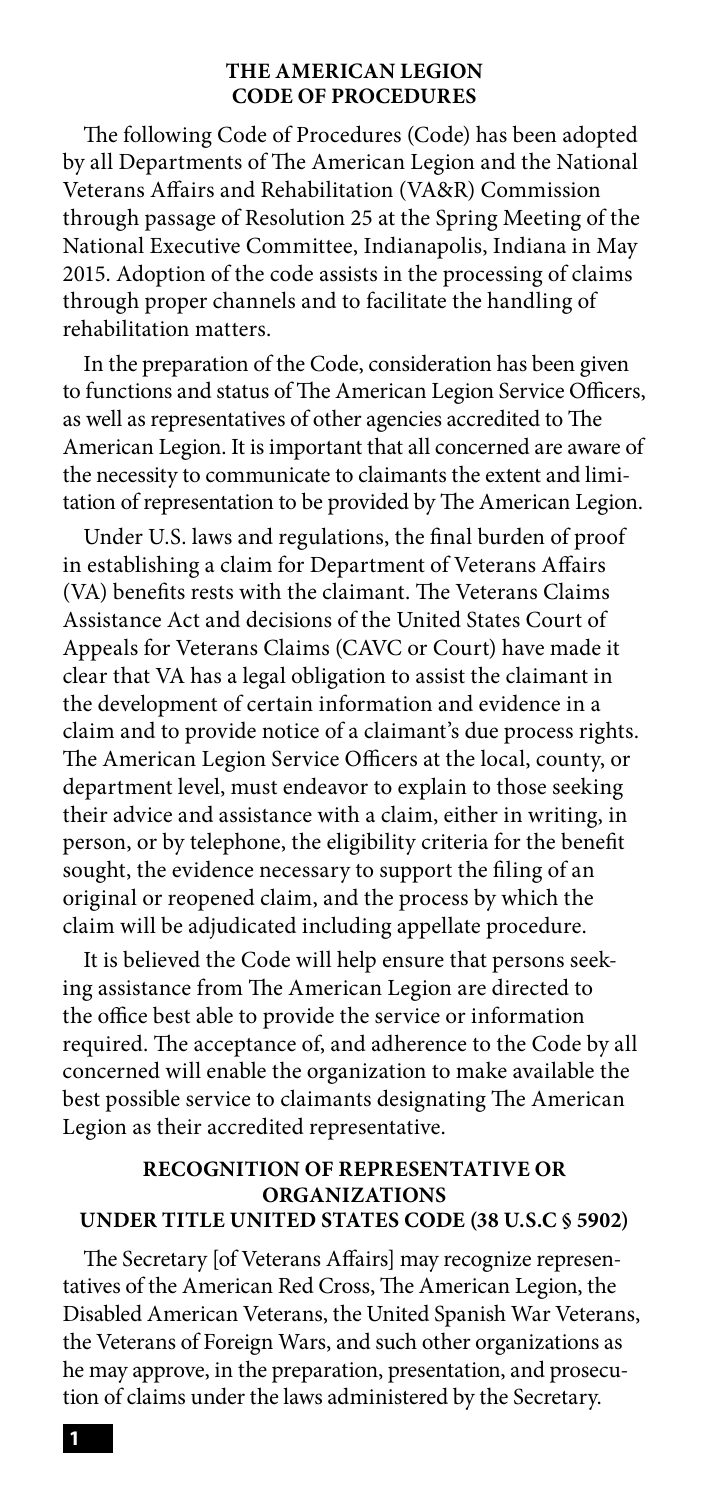## THE AMERICAN LEGION CODE OF PROCEDURES

The following Code of Procedures (Code) has been adopted by all Departments of The American Legion and the National Veterans Affairs and Rehabilitation (VA&R) Commission through passage of Resolution 25 at the Spring Meeting of the National Executive Committee, Indianapolis, Indiana in May 2015. Adoption of the code assists in the processing of claims through proper channels and to facilitate the handling of rehabilitation matters.

In the preparation of the Code, consideration has been given to functions and status of The American Legion Service Officers, as well as representatives of other agencies accredited to The American Legion. It is important that all concerned are aware of the necessity to communicate to claimants the extent and limitation of representation to be provided by The American Legion.

Under U.S. laws and regulations, the final burden of proof in establishing a claim for Department of Veterans Affairs (VA) benefits rests with the claimant. The Veterans Claims Assistance Act and decisions of the United States Court of Appeals for Veterans Claims (CAVC or Court) have made it clear that VA has a legal obligation to assist the claimant in the development of certain information and evidence in a claim and to provide notice of a claimant's due process rights. The American Legion Service Officers at the local, county, or department level, must endeavor to explain to those seeking their advice and assistance with a claim, either in writing, in person, or by telephone, the eligibility criteria for the benefit sought, the evidence necessary to support the filing of an original or reopened claim, and the process by which the claim will be adjudicated including appellate procedure.

It is believed the Code will help ensure that persons seeking assistance from The American Legion are directed to the office best able to provide the service or information required. The acceptance of, and adherence to the Code by all concerned will enable the organization to make available the best possible service to claimants designating The American Legion as their accredited representative.

### RECOGNITION OF REPRESENTATIVE OR ORGANIZATIONS UNDER TITLE UNITED STATES CODE (38 U.S.C § 5902)

The Secretary [of Veterans Affairs] may recognize representatives of the American Red Cross, The American Legion, the Disabled American Veterans, the United Spanish War Veterans, the Veterans of Foreign Wars, and such other organizations as he may approve, in the preparation, presentation, and prosecution of claims under the laws administered by the Secretary.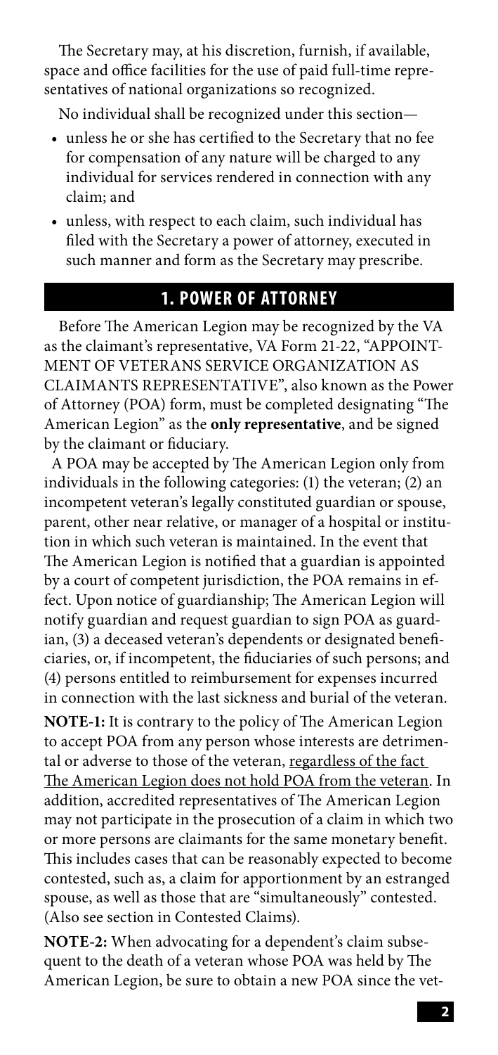The Secretary may, at his discretion, furnish, if available, space and office facilities for the use of paid full-time representatives of national organizations so recognized.

No individual shall be recognized under this section—

- unless he or she has certified to the Secretary that no fee for compensation of any nature will be charged to any individual for services rendered in connection with any claim; and
- unless, with respect to each claim, such individual has filed with the Secretary a power of attorney, executed in such manner and form as the Secretary may prescribe.

## 1. POWER OF ATTORNEY

Before The American Legion may be recognized by the VA as the claimant's representative, VA Form 21-22, "APPOINTMENT OF VETERANS SERVICE ORGANIZATION AS CLAIMANTS REPRESENTATIVE", also known as the Power of Attorney (POA) form, must be completed designating "The American Legion" as the **only representative**, and be signed by the claimant or fiduciary.

A POA may be accepted by The American Legion only from individuals in the following categories: (1) the veteran; (2) an incompetent veteran's legally constituted guardian or spouse, parent, other near relative, or manager of a hospital or institution in which such veteran is maintained. In the event that The American Legion is notified that a guardian is appointed by a court of competent jurisdiction, the POA remains in effect. Upon notice of guardianship; The American Legion will notify guardian and request guardian to sign POA as guardian, (3) a deceased veteran's dependents or designated beneficiaries, or, if incompetent, the fiduciaries of such persons; and (4) persons entitled to reimbursement for expenses incurred in connection with the last sickness and burial of the veteran.

**NOTE-1:** It is contrary to the policy of The American Legion to accept POA from any person whose interests are detrimental or adverse to those of the veteran, <u>regardless of the fact The American Legion does not hold POA from the veteran</u>. In addition, accredited representatives of The American Legion may not participate in the prosecution of a claim in which two or more persons are claimants for the same monetary benefit. This includes cases that can be reasonably expected to become contested, such as, a claim for apportionment by an estranged spouse, as well as those that are "simultaneously" contested. (Also see section in Contested Claims).

**NOTE-2:** When advocating for a dependent's claim subsequent to the death of a veteran whose POA was held by The American Legion, be sure to obtain a new POA since the vet-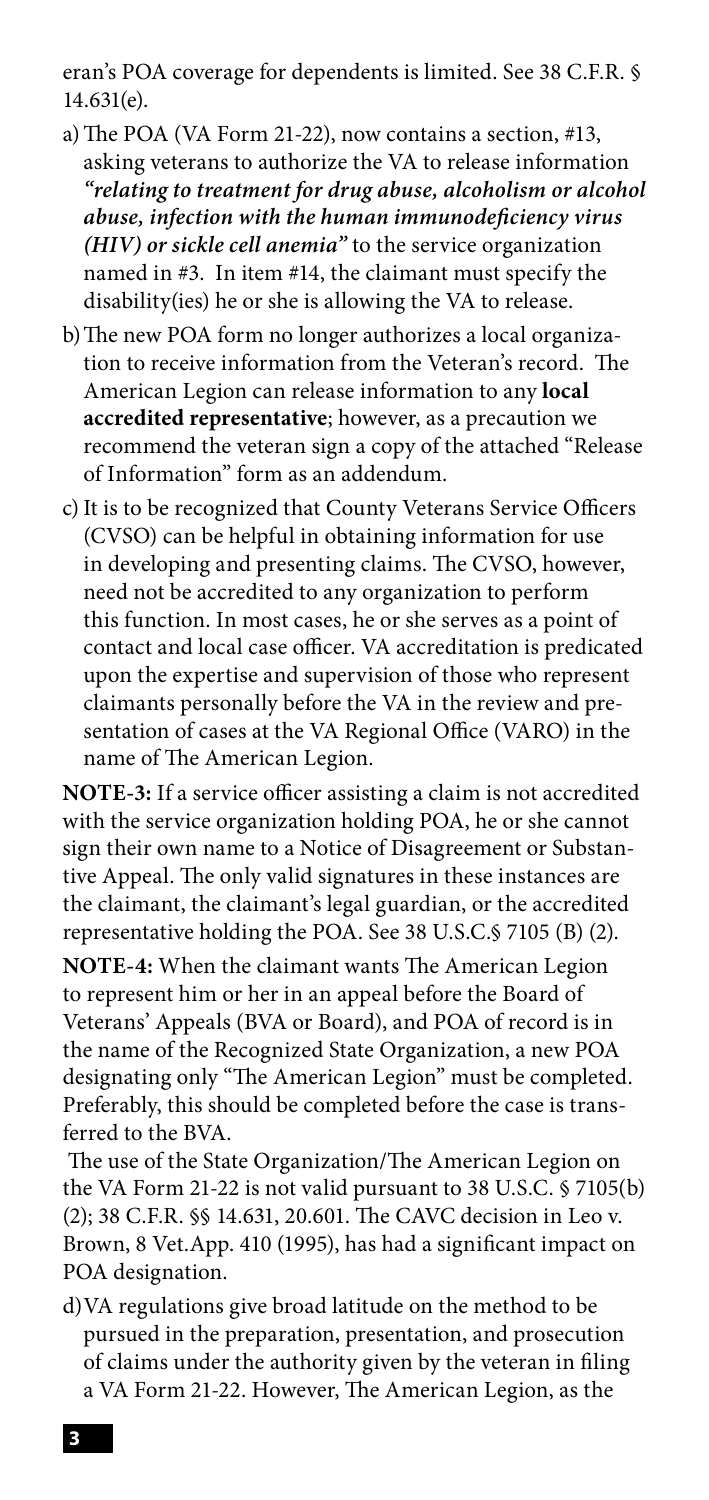eran's POA coverage for dependents is limited. See 38 C.F.R. § 14.631(e).

a) The POA (VA Form 21-22), now contains a section, #13, asking veterans to authorize the VA to release information ***"relating to treatment for drug abuse, alcoholism or alcohol abuse, infection with the human immunodeficiency virus (HIV) or sickle cell anemia"*** to the service organization named in #3. In item #14, the claimant must specify the disability(ies) he or she is allowing the VA to release.

b) The new POA form no longer authorizes a local organization to receive information from the Veteran's record. The American Legion can release information to any **local accredited representative**; however, as a precaution we recommend the veteran sign a copy of the attached "Release of Information" form as an addendum.

c) It is to be recognized that County Veterans Service Officers (CVSO) can be helpful in obtaining information for use in developing and presenting claims. The CVSO, however, need not be accredited to any organization to perform this function. In most cases, he or she serves as a point of contact and local case officer. VA accreditation is predicated upon the expertise and supervision of those who represent claimants personally before the VA in the review and presentation of cases at the VA Regional Office (VARO) in the name of The American Legion.

**NOTE-3:** If a service officer assisting a claim is not accredited with the service organization holding POA, he or she cannot sign their own name to a Notice of Disagreement or Substantive Appeal. The only valid signatures in these instances are the claimant, the claimant's legal guardian, or the accredited representative holding the POA. See 38 U.S.C.§ 7105 (B) (2).

**NOTE-4:** When the claimant wants The American Legion to represent him or her in an appeal before the Board of Veterans' Appeals (BVA or Board), and POA of record is in the name of the Recognized State Organization, a new POA designating only "The American Legion" must be completed. Preferably, this should be completed before the case is transferred to the BVA.

The use of the State Organization/The American Legion on the VA Form 21-22 is not valid pursuant to 38 U.S.C. § 7105(b) (2); 38 C.F.R. §§ 14.631, 20.601. The CAVC decision in Leo v. Brown, 8 Vet.App. 410 (1995), has had a significant impact on POA designation.

d) VA regulations give broad latitude on the method to be pursued in the preparation, presentation, and prosecution of claims under the authority given by the veteran in filing a VA Form 21-22. However, The American Legion, as the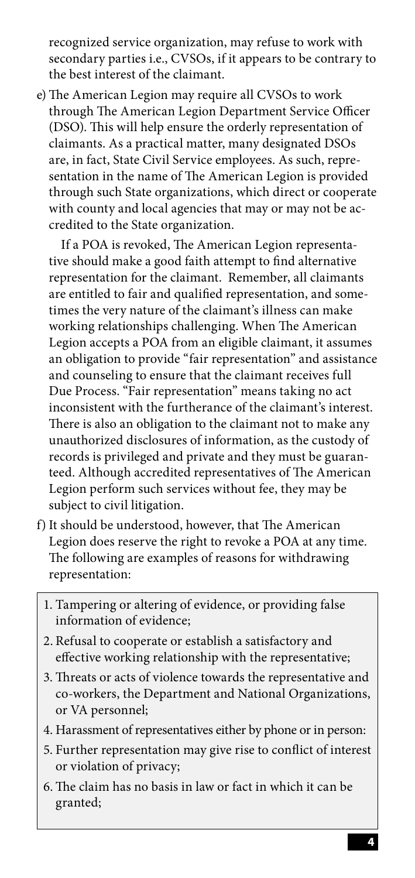recognized service organization, may refuse to work with secondary parties i.e., CVSOs, if it appears to be contrary to the best interest of the claimant.

e) The American Legion may require all CVSOs to work through The American Legion Department Service Officer (DSO). This will help ensure the orderly representation of claimants. As a practical matter, many designated DSOs are, in fact, State Civil Service employees. As such, representation in the name of The American Legion is provided through such State organizations, which direct or cooperate with county and local agencies that may or may not be accredited to the State organization.

If a POA is revoked, The American Legion representative should make a good faith attempt to find alternative representation for the claimant. Remember, all claimants are entitled to fair and qualified representation, and sometimes the very nature of the claimant's illness can make working relationships challenging. When The American Legion accepts a POA from an eligible claimant, it assumes an obligation to provide "fair representation" and assistance and counseling to ensure that the claimant receives full Due Process. "Fair representation" means taking no act inconsistent with the furtherance of the claimant's interest. There is also an obligation to the claimant not to make any unauthorized disclosures of information, as the custody of records is privileged and private and they must be guaranteed. Although accredited representatives of The American Legion perform such services without fee, they may be subject to civil litigation.

f) It should be understood, however, that The American Legion does reserve the right to revoke a POA at any time. The following are examples of reasons for withdrawing representation:

1. Tampering or altering of evidence, or providing false information of evidence;
2. Refusal to cooperate or establish a satisfactory and effective working relationship with the representative;
3. Threats or acts of violence towards the representative and co-workers, the Department and National Organizations, or VA personnel;
4. Harassment of representatives either by phone or in person:
5. Further representation may give rise to conflict of interest or violation of privacy;
6. The claim has no basis in law or fact in which it can be granted;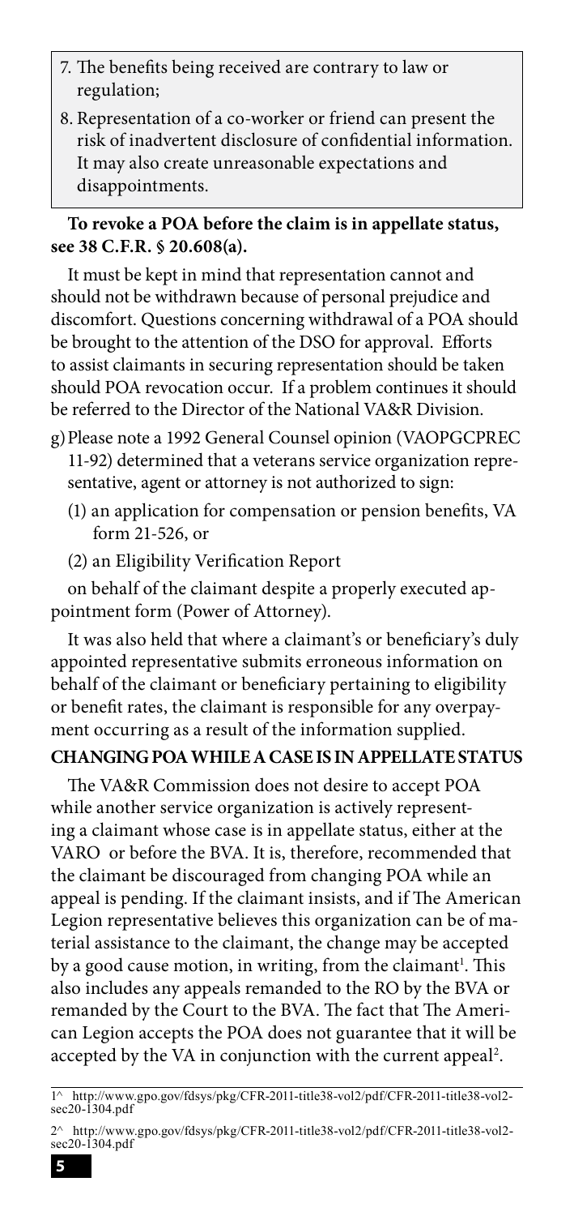7. The benefits being received are contrary to law or regulation;
8. Representation of a co-worker or friend can present the risk of inadvertent disclosure of confidential information. It may also create unreasonable expectations and disappointments.

**To revoke a POA before the claim is in appellate status, see 38 C.F.R. § 20.608(a).**

It must be kept in mind that representation cannot and should not be withdrawn because of personal prejudice and discomfort. Questions concerning withdrawal of a POA should be brought to the attention of the DSO for approval. Efforts to assist claimants in securing representation should be taken should POA revocation occur. If a problem continues it should be referred to the Director of the National VA&R Division.

g) Please note a 1992 General Counsel opinion (VAOPGCPREC 11-92) determined that a veterans service organization representative, agent or attorney is not authorized to sign:

   (1) an application for compensation or pension benefits, VA form 21-526, or

   (2) an Eligibility Verification Report

   on behalf of the claimant despite a properly executed appointment form (Power of Attorney).

   It was also held that where a claimant's or beneficiary's duly appointed representative submits erroneous information on behalf of the claimant or beneficiary pertaining to eligibility or benefit rates, the claimant is responsible for any overpayment occurring as a result of the information supplied.

## CHANGING POA WHILE A CASE IS IN APPELLATE STATUS

The VA&R Commission does not desire to accept POA while another service organization is actively representing a claimant whose case is in appellate status, either at the VARO or before the BVA. It is, therefore, recommended that the claimant be discouraged from changing POA while an appeal is pending. If the claimant insists, and if The American Legion representative believes this organization can be of material assistance to the claimant, the change may be accepted by a good cause motion, in writing, from the claimant[1]. This also includes any appeals remanded to the RO by the BVA or remanded by the Court to the BVA. The fact that The American Legion accepts the POA does not guarantee that it will be accepted by the VA in conjunction with the current appeal[2].

---

[1] http://www.gpo.gov/fdsys/pkg/CFR-2011-title38-vol2/pdf/CFR-2011-title38-vol2-sec20-1304.pdf

[2] http://www.gpo.gov/fdsys/pkg/CFR-2011-title38-vol2/pdf/CFR-2011-title38-vol2-sec20-1304.pdf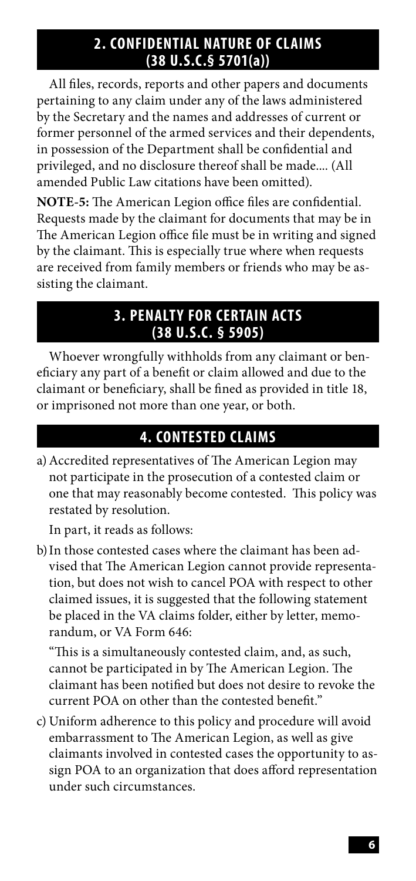## 2. CONFIDENTIAL NATURE OF CLAIMS (38 U.S.C.§ 5701(a))

All files, records, reports and other papers and documents pertaining to any claim under any of the laws administered by the Secretary and the names and addresses of current or former personnel of the armed services and their dependents, in possession of the Department shall be confidential and privileged, and no disclosure thereof shall be made.... (All amended Public Law citations have been omitted).

**NOTE-5:** The American Legion office files are confidential. Requests made by the claimant for documents that may be in The American Legion office file must be in writing and signed by the claimant. This is especially true where when requests are received from family members or friends who may be assisting the claimant.

## 3. PENALTY FOR CERTAIN ACTS (38 U.S.C. § 5905)

Whoever wrongfully withholds from any claimant or beneficiary any part of a benefit or claim allowed and due to the claimant or beneficiary, shall be fined as provided in title 18, or imprisoned not more than one year, or both.

## 4. CONTESTED CLAIMS

a) Accredited representatives of The American Legion may not participate in the prosecution of a contested claim or one that may reasonably become contested. This policy was restated by resolution.

   In part, it reads as follows:

b) In those contested cases where the claimant has been advised that The American Legion cannot provide representation, but does not wish to cancel POA with respect to other claimed issues, it is suggested that the following statement be placed in the VA claims folder, either by letter, memorandum, or VA Form 646:

   "This is a simultaneously contested claim, and, as such, cannot be participated in by The American Legion. The claimant has been notified but does not desire to revoke the current POA on other than the contested benefit."

c) Uniform adherence to this policy and procedure will avoid embarrassment to The American Legion, as well as give claimants involved in contested cases the opportunity to assign POA to an organization that does afford representation under such circumstances.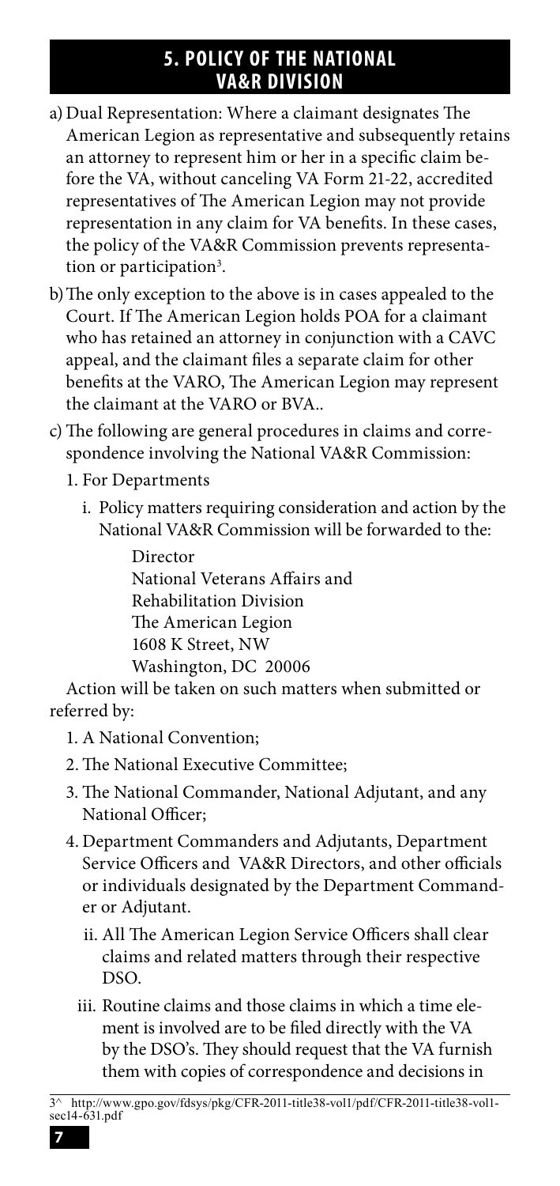## 5. POLICY OF THE NATIONAL VA&R DIVISION

a) Dual Representation: Where a claimant designates The American Legion as representative and subsequently retains an attorney to represent him or her in a specific claim before the VA, without canceling VA Form 21-22, accredited representatives of The American Legion may not provide representation in any claim for VA benefits. In these cases, the policy of the VA&R Commission prevents representation or participation[3].

b) The only exception to the above is in cases appealed to the Court. If The American Legion holds POA for a claimant who has retained an attorney in conjunction with a CAVC appeal, and the claimant files a separate claim for other benefits at the VARO, The American Legion may represent the claimant at the VARO or BVA..

c) The following are general procedures in claims and correspondence involving the National VA&R Commission:

1. For Departments

   i. Policy matters requiring consideration and action by the National VA&R Commission will be forwarded to the:

      Director
      National Veterans Affairs and
      Rehabilitation Division
      The American Legion
      1608 K Street, NW
      Washington, DC 20006

Action will be taken on such matters when submitted or referred by:

1. A National Convention;
2. The National Executive Committee;
3. The National Commander, National Adjutant, and any National Officer;
4. Department Commanders and Adjutants, Department Service Officers and VA&R Directors, and other officials or individuals designated by the Department Commander or Adjutant.

   ii. All The American Legion Service Officers shall clear claims and related matters through their respective DSO.

   iii. Routine claims and those claims in which a time element is involved are to be filed directly with the VA by the DSO's. They should request that the VA furnish them with copies of correspondence and decisions in

---

3^ http://www.gpo.gov/fdsys/pkg/CFR-2011-title38-vol1/pdf/CFR-2011-title38-vol1-sec14-631.pdf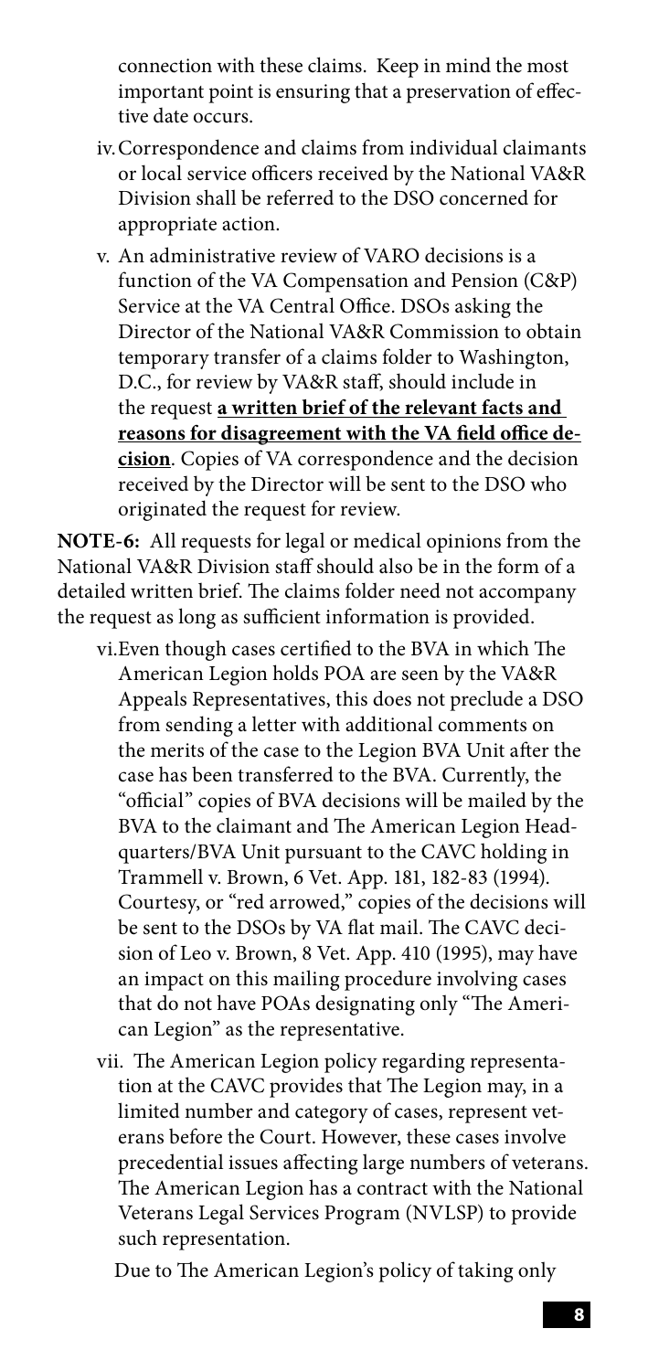connection with these claims. Keep in mind the most important point is ensuring that a preservation of effective date occurs.

iv. Correspondence and claims from individual claimants or local service officers received by the National VA&R Division shall be referred to the DSO concerned for appropriate action.

v. An administrative review of VARO decisions is a function of the VA Compensation and Pension (C&P) Service at the VA Central Office. DSOs asking the Director of the National VA&R Commission to obtain temporary transfer of a claims folder to Washington, D.C., for review by VA&R staff, should include in the request **<u>a written brief of the relevant facts and reasons for disagreement with the VA field office decision</u>**. Copies of VA correspondence and the decision received by the Director will be sent to the DSO who originated the request for review.

**NOTE-6:** All requests for legal or medical opinions from the National VA&R Division staff should also be in the form of a detailed written brief. The claims folder need not accompany the request as long as sufficient information is provided.

vi. Even though cases certified to the BVA in which The American Legion holds POA are seen by the VA&R Appeals Representatives, this does not preclude a DSO from sending a letter with additional comments on the merits of the case to the Legion BVA Unit after the case has been transferred to the BVA. Currently, the "official" copies of BVA decisions will be mailed by the BVA to the claimant and The American Legion Headquarters/BVA Unit pursuant to the CAVC holding in Trammell v. Brown, 6 Vet. App. 181, 182-83 (1994). Courtesy, or "red arrowed," copies of the decisions will be sent to the DSOs by VA flat mail. The CAVC decision of Leo v. Brown, 8 Vet. App. 410 (1995), may have an impact on this mailing procedure involving cases that do not have POAs designating only "The American Legion" as the representative.

vii. The American Legion policy regarding representation at the CAVC provides that The Legion may, in a limited number and category of cases, represent veterans before the Court. However, these cases involve precedential issues affecting large numbers of veterans. The American Legion has a contract with the National Veterans Legal Services Program (NVLSP) to provide such representation.

Due to The American Legion's policy of taking only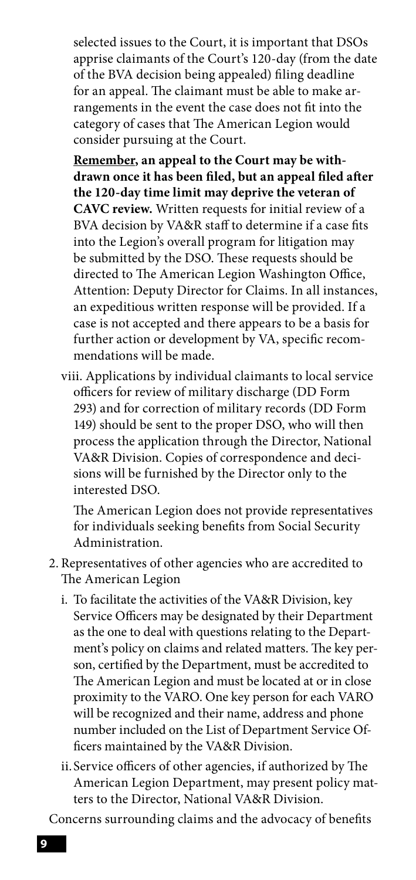selected issues to the Court, it is important that DSOs apprise claimants of the Court's 120-day (from the date of the BVA decision being appealed) filing deadline for an appeal. The claimant must be able to make arrangements in the event the case does not fit into the category of cases that The American Legion would consider pursuing at the Court.

**<u>Remember</u>, an appeal to the Court may be withdrawn once it has been filed, but an appeal filed after the 120-day time limit may deprive the veteran of CAVC review.** Written requests for initial review of a BVA decision by VA&R staff to determine if a case fits into the Legion's overall program for litigation may be submitted by the DSO. These requests should be directed to The American Legion Washington Office, Attention: Deputy Director for Claims. In all instances, an expeditious written response will be provided. If a case is not accepted and there appears to be a basis for further action or development by VA, specific recommendations will be made.

viii. Applications by individual claimants to local service officers for review of military discharge (DD Form 293) and for correction of military records (DD Form 149) should be sent to the proper DSO, who will then process the application through the Director, National VA&R Division. Copies of correspondence and decisions will be furnished by the Director only to the interested DSO.

The American Legion does not provide representatives for individuals seeking benefits from Social Security Administration.

2. Representatives of other agencies who are accredited to The American Legion

   i. To facilitate the activities of the VA&R Division, key Service Officers may be designated by their Department as the one to deal with questions relating to the Department's policy on claims and related matters. The key person, certified by the Department, must be accredited to The American Legion and must be located at or in close proximity to the VARO. One key person for each VARO will be recognized and their name, address and phone number included on the List of Department Service Officers maintained by the VA&R Division.

   ii. Service officers of other agencies, if authorized by The American Legion Department, may present policy matters to the Director, National VA&R Division.

Concerns surrounding claims and the advocacy of benefits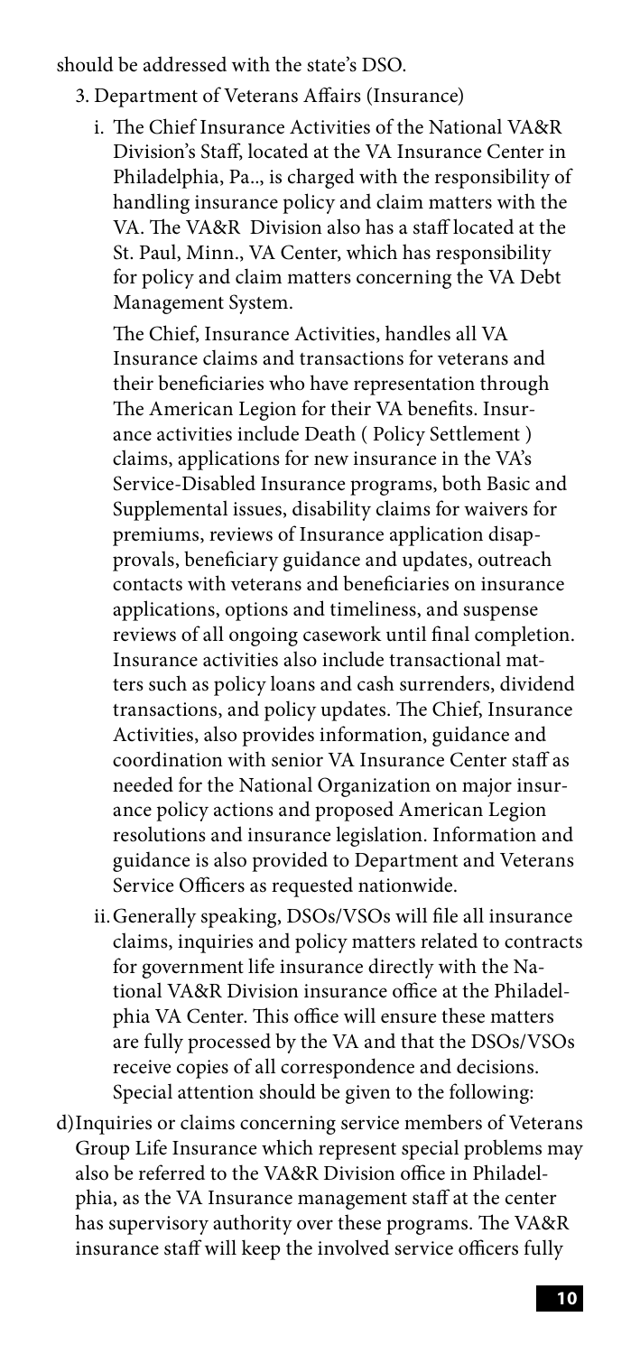should be addressed with the state's DSO.

3. Department of Veterans Affairs (Insurance)

   i. The Chief Insurance Activities of the National VA&R Division's Staff, located at the VA Insurance Center in Philadelphia, Pa.., is charged with the responsibility of handling insurance policy and claim matters with the VA. The VA&R Division also has a staff located at the St. Paul, Minn., VA Center, which has responsibility for policy and claim matters concerning the VA Debt Management System.

      The Chief, Insurance Activities, handles all VA Insurance claims and transactions for veterans and their beneficiaries who have representation through The American Legion for their VA benefits. Insurance activities include Death ( Policy Settlement ) claims, applications for new insurance in the VA's Service-Disabled Insurance programs, both Basic and Supplemental issues, disability claims for waivers for premiums, reviews of Insurance application disapprovals, beneficiary guidance and updates, outreach contacts with veterans and beneficiaries on insurance applications, options and timeliness, and suspense reviews of all ongoing casework until final completion. Insurance activities also include transactional matters such as policy loans and cash surrenders, dividend transactions, and policy updates. The Chief, Insurance Activities, also provides information, guidance and coordination with senior VA Insurance Center staff as needed for the National Organization on major insurance policy actions and proposed American Legion resolutions and insurance legislation. Information and guidance is also provided to Department and Veterans Service Officers as requested nationwide.

   ii. Generally speaking, DSOs/VSOs will file all insurance claims, inquiries and policy matters related to contracts for government life insurance directly with the National VA&R Division insurance office at the Philadelphia VA Center. This office will ensure these matters are fully processed by the VA and that the DSOs/VSOs receive copies of all correspondence and decisions. Special attention should be given to the following:

d) Inquiries or claims concerning service members of Veterans Group Life Insurance which represent special problems may also be referred to the VA&R Division office in Philadelphia, as the VA Insurance management staff at the center has supervisory authority over these programs. The VA&R insurance staff will keep the involved service officers fully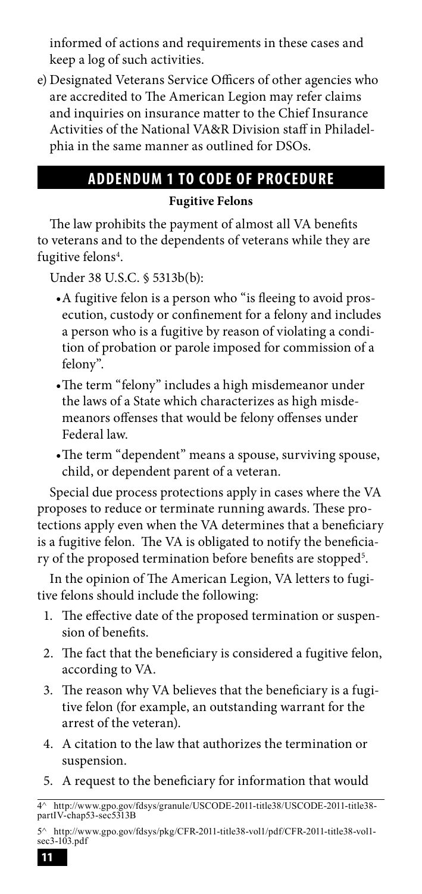informed of actions and requirements in these cases and keep a log of such activities.

e) Designated Veterans Service Officers of other agencies who are accredited to The American Legion may refer claims and inquiries on insurance matter to the Chief Insurance Activities of the National VA&R Division staff in Philadelphia in the same manner as outlined for DSOs.

## ADDENDUM 1 TO CODE OF PROCEDURE

### Fugitive Felons

The law prohibits the payment of almost all VA benefits to veterans and to the dependents of veterans while they are fugitive felons[4].

Under 38 U.S.C. § 5313b(b):

- A fugitive felon is a person who "is fleeing to avoid prosecution, custody or confinement for a felony and includes a person who is a fugitive by reason of violating a condition of probation or parole imposed for commission of a felony".
- The term "felony" includes a high misdemeanor under the laws of a State which characterizes as high misdemeanors offenses that would be felony offenses under Federal law.
- The term "dependent" means a spouse, surviving spouse, child, or dependent parent of a veteran.

Special due process protections apply in cases where the VA proposes to reduce or terminate running awards. These protections apply even when the VA determines that a beneficiary is a fugitive felon. The VA is obligated to notify the beneficiary of the proposed termination before benefits are stopped[5].

In the opinion of The American Legion, VA letters to fugitive felons should include the following:

1. The effective date of the proposed termination or suspension of benefits.
2. The fact that the beneficiary is considered a fugitive felon, according to VA.
3. The reason why VA believes that the beneficiary is a fugitive felon (for example, an outstanding warrant for the arrest of the veteran).
4. A citation to the law that authorizes the termination or suspension.
5. A request to the beneficiary for information that would

---

[4] http://www.gpo.gov/fdsys/granule/USCODE-2011-title38/USCODE-2011-title38-partIV-chap53-sec5313B

[5] http://www.gpo.gov/fdsys/pkg/CFR-2011-title38-vol1/pdf/CFR-2011-title38-vol1-sec3-103.pdf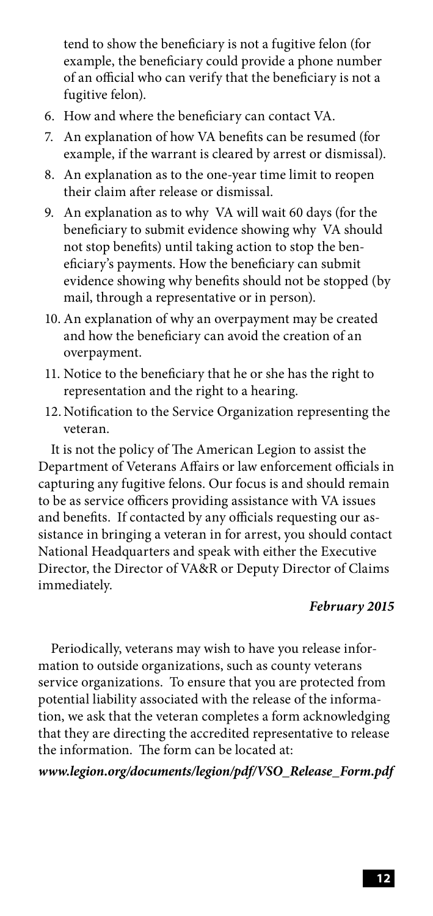tend to show the beneficiary is not a fugitive felon (for example, the beneficiary could provide a phone number of an official who can verify that the beneficiary is not a fugitive felon).

6. How and where the beneficiary can contact VA.
7. An explanation of how VA benefits can be resumed (for example, if the warrant is cleared by arrest or dismissal).
8. An explanation as to the one-year time limit to reopen their claim after release or dismissal.
9. An explanation as to why VA will wait 60 days (for the beneficiary to submit evidence showing why VA should not stop benefits) until taking action to stop the beneficiary's payments. How the beneficiary can submit evidence showing why benefits should not be stopped (by mail, through a representative or in person).
10. An explanation of why an overpayment may be created and how the beneficiary can avoid the creation of an overpayment.
11. Notice to the beneficiary that he or she has the right to representation and the right to a hearing.
12. Notification to the Service Organization representing the veteran.

It is not the policy of The American Legion to assist the Department of Veterans Affairs or law enforcement officials in capturing any fugitive felons. Our focus is and should remain to be as service officers providing assistance with VA issues and benefits. If contacted by any officials requesting our assistance in bringing a veteran in for arrest, you should contact National Headquarters and speak with either the Executive Director, the Director of VA&R or Deputy Director of Claims immediately.

***February 2015***

Periodically, veterans may wish to have you release information to outside organizations, such as county veterans service organizations. To ensure that you are protected from potential liability associated with the release of the information, we ask that the veteran completes a form acknowledging that they are directing the accredited representative to release the information. The form can be located at:

***www.legion.org/documents/legion/pdf/VSO_Release_Form.pdf***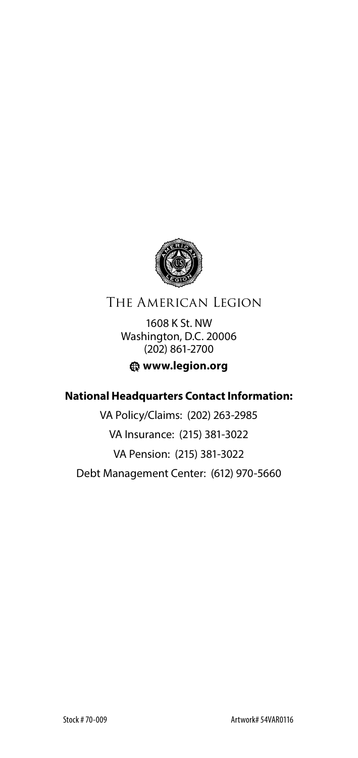# The American Legion

1608 K St. NW
Washington, D.C. 20006
(202) 861-2700

**www.legion.org**

**National Headquarters Contact Information:**

VA Policy/Claims: (202) 263-2985

VA Insurance: (215) 381-3022

VA Pension: (215) 381-3022

Debt Management Center: (612) 970-5660

Stock # 70-009

Artwork# 54VAR0116